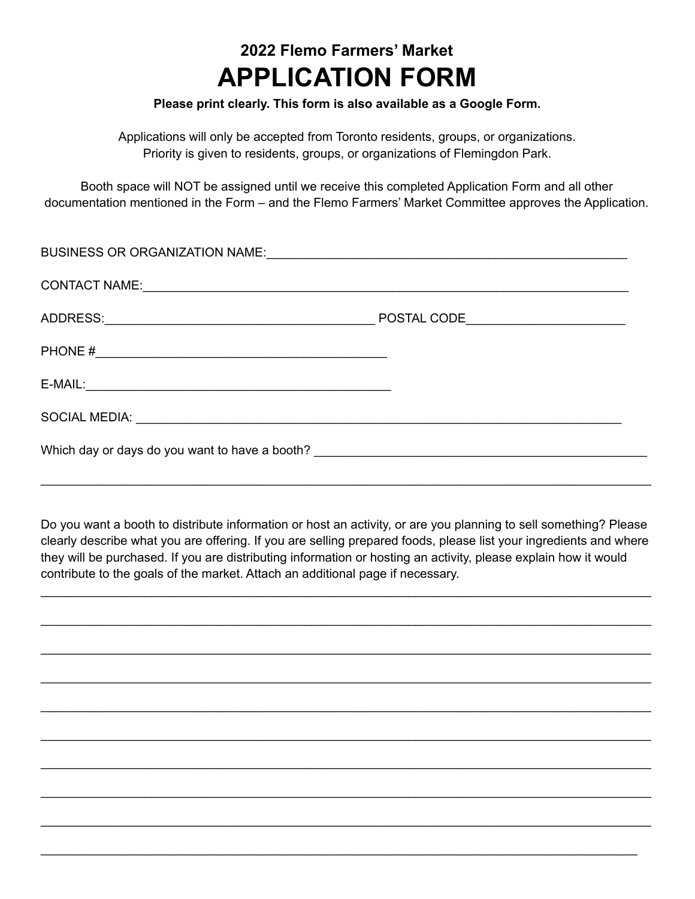## 2022 Flemo Farmers' Market

# APPLICATION FORM

**Please print clearly. This form is also available as a Google Form.**

Applications will only be accepted from Toronto residents, groups, or organizations.
Priority is given to residents, groups, or organizations of Flemingdon Park.

Booth space will NOT be assigned until we receive this completed Application Form and all other documentation mentioned in the Form – and the Flemo Farmers' Market Committee approves the Application.

BUSINESS OR ORGANIZATION NAME:______________________________________________________

CONTACT NAME:_________________________________________________________________________

ADDRESS:_________________________________________ POSTAL CODE_______________________

PHONE #___________________________________________

E-MAIL:_____________________________________________

SOCIAL MEDIA: ___________________________________________________________________________

Which day or days do you want to have a booth? _________________________________________________

_____________________________________________________________________________________________

Do you want a booth to distribute information or host an activity, or are you planning to sell something? Please clearly describe what you are offering. If you are selling prepared foods, please list your ingredients and where they will be purchased. If you are distributing information or hosting an activity, please explain how it would contribute to the goals of the market. Attach an additional page if necessary.

_____________________________________________________________________________________________

_____________________________________________________________________________________________

_____________________________________________________________________________________________

_____________________________________________________________________________________________

_____________________________________________________________________________________________

_____________________________________________________________________________________________

_____________________________________________________________________________________________

_____________________________________________________________________________________________

_____________________________________________________________________________________________

_____________________________________________________________________________________________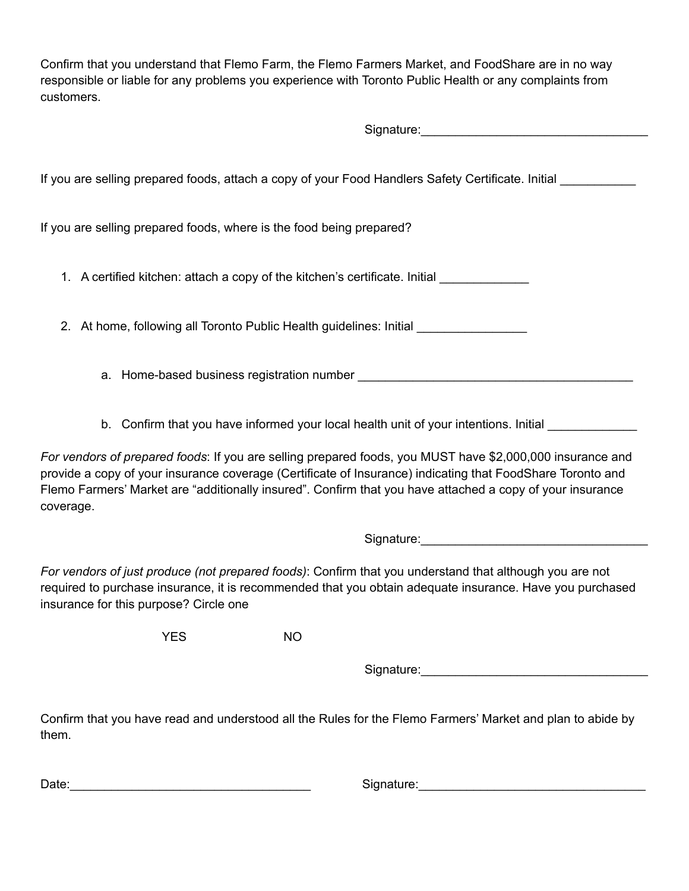Confirm that you understand that Flemo Farm, the Flemo Farmers Market, and FoodShare are in no way responsible or liable for any problems you experience with Toronto Public Health or any complaints from customers.

Signature:_________________________________

If you are selling prepared foods, attach a copy of your Food Handlers Safety Certificate. Initial ___________

If you are selling prepared foods, where is the food being prepared?

1. A certified kitchen: attach a copy of the kitchen's certificate. Initial _____________

2. At home, following all Toronto Public Health guidelines: Initial ________________

    a. Home-based business registration number _________________________________________

    b. Confirm that you have informed your local health unit of your intentions. Initial _____________

*For vendors of prepared foods*: If you are selling prepared foods, you MUST have $2,000,000 insurance and provide a copy of your insurance coverage (Certificate of Insurance) indicating that FoodShare Toronto and Flemo Farmers' Market are "additionally insured". Confirm that you have attached a copy of your insurance coverage.

Signature:_________________________________

*For vendors of just produce (not prepared foods)*: Confirm that you understand that although you are not required to purchase insurance, it is recommended that you obtain adequate insurance. Have you purchased insurance for this purpose? Circle one

YES NO

Signature:_________________________________

Confirm that you have read and understood all the Rules for the Flemo Farmers' Market and plan to abide by them.

Date:___________________________________ Signature:_________________________________